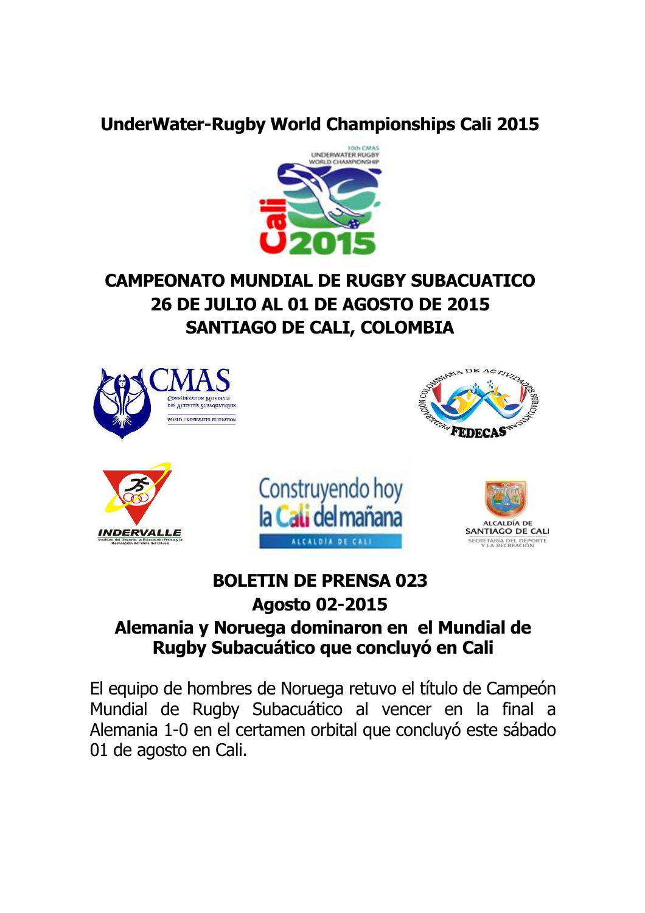# UnderWater-Rugby World Championships Cali 2015

## CAMPEONATO MUNDIAL DE RUGBY SUBACUATICO
## 26 DE JULIO AL 01 DE AGOSTO DE 2015
## SANTIAGO DE CALI, COLOMBIA

## BOLETIN DE PRENSA 023
### Agosto 02-2015
### Alemania y Noruega dominaron en el Mundial de Rugby Subacuático que concluyó en Cali

El equipo de hombres de Noruega retuvo el título de Campeón Mundial de Rugby Subacuático al vencer en la final a Alemania 1-0 en el certamen orbital que concluyó este sábado 01 de agosto en Cali.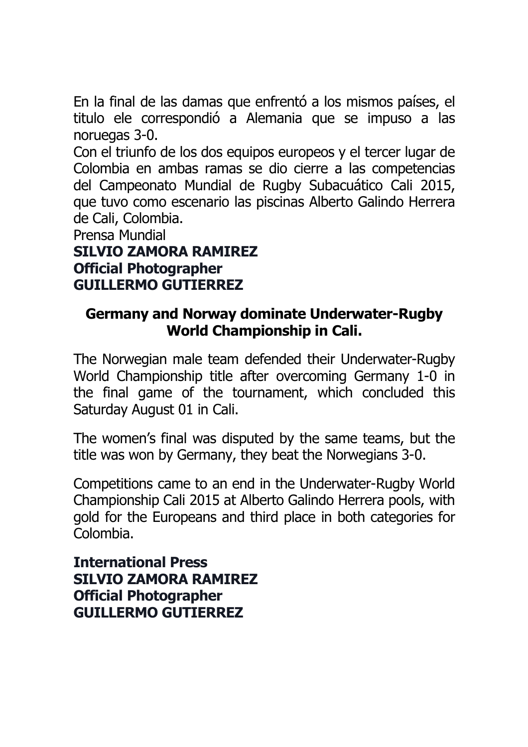En la final de las damas que enfrentó a los mismos países, el titulo ele correspondió a Alemania que se impuso a las noruegas 3-0.
Con el triunfo de los dos equipos europeos y el tercer lugar de Colombia en ambas ramas se dio cierre a las competencias del Campeonato Mundial de Rugby Subacuático Cali 2015, que tuvo como escenario las piscinas Alberto Galindo Herrera de Cali, Colombia.
Prensa Mundial
**SILVIO ZAMORA RAMIREZ**
**Official Photographer**
**GUILLERMO GUTIERREZ**

## Germany and Norway dominate Underwater-Rugby World Championship in Cali.

The Norwegian male team defended their Underwater-Rugby World Championship title after overcoming Germany 1-0 in the final game of the tournament, which concluded this Saturday August 01 in Cali.

The women's final was disputed by the same teams, but the title was won by Germany, they beat the Norwegians 3-0.

Competitions came to an end in the Underwater-Rugby World Championship Cali 2015 at Alberto Galindo Herrera pools, with gold for the Europeans and third place in both categories for Colombia.

**International Press**
**SILVIO ZAMORA RAMIREZ**
**Official Photographer**
**GUILLERMO GUTIERREZ**